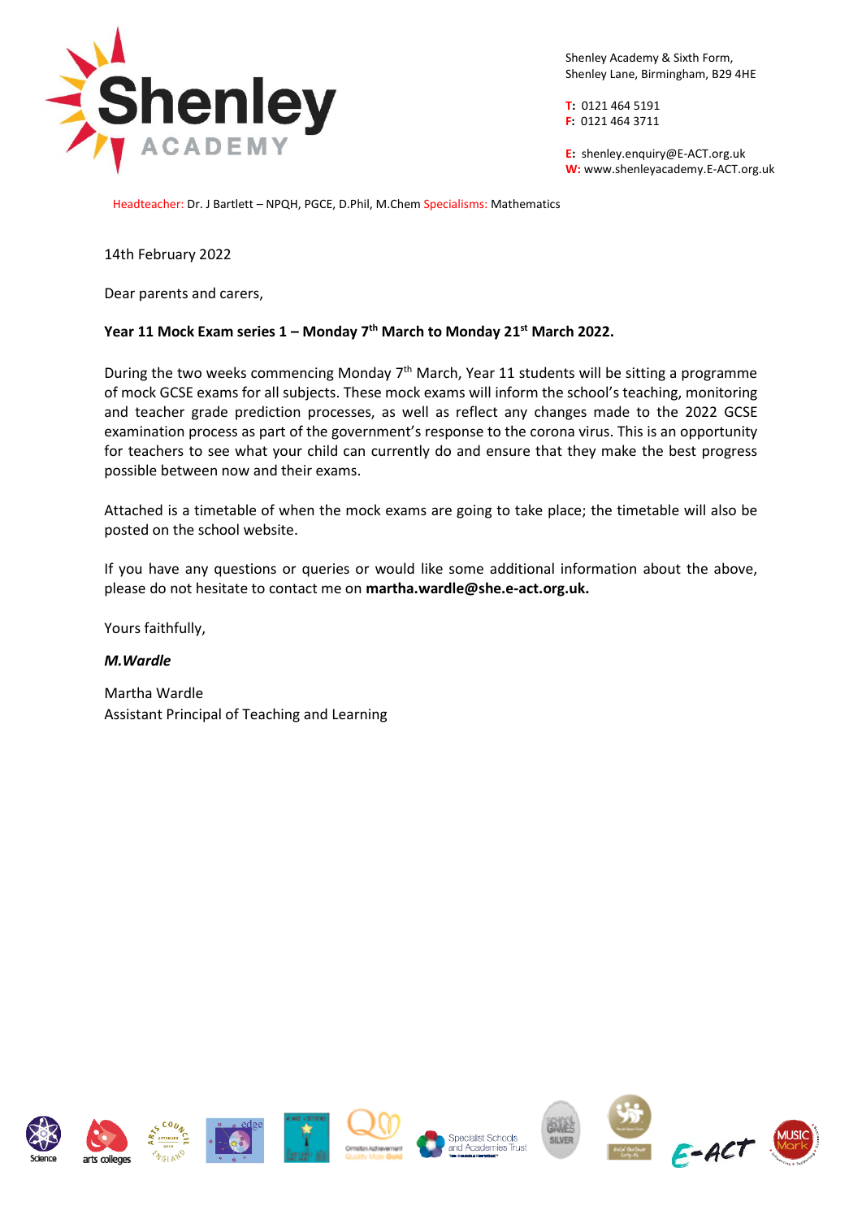Shenley Academy & Sixth Form,
Shenley Lane, Birmingham, B29 4HE

**T:** 0121 464 5191
**F:** 0121 464 3711

**E:** shenley.enquiry@E-ACT.org.uk
**W:** www.shenleyacademy.E-ACT.org.uk

Headteacher: Dr. J Bartlett – NPQH, PGCE, D.Phil, M.Chem Specialisms: Mathematics

14th February 2022

Dear parents and carers,

**Year 11 Mock Exam series 1 – Monday 7th March to Monday 21st March 2022.**

During the two weeks commencing Monday 7th March, Year 11 students will be sitting a programme of mock GCSE exams for all subjects. These mock exams will inform the school's teaching, monitoring and teacher grade prediction processes, as well as reflect any changes made to the 2022 GCSE examination process as part of the government's response to the corona virus. This is an opportunity for teachers to see what your child can currently do and ensure that they make the best progress possible between now and their exams.

Attached is a timetable of when the mock exams are going to take place; the timetable will also be posted on the school website.

If you have any questions or queries or would like some additional information about the above, please do not hesitate to contact me on **martha.wardle@she.e-act.org.uk.**

Yours faithfully,

***M.Wardle***

Martha Wardle
Assistant Principal of Teaching and Learning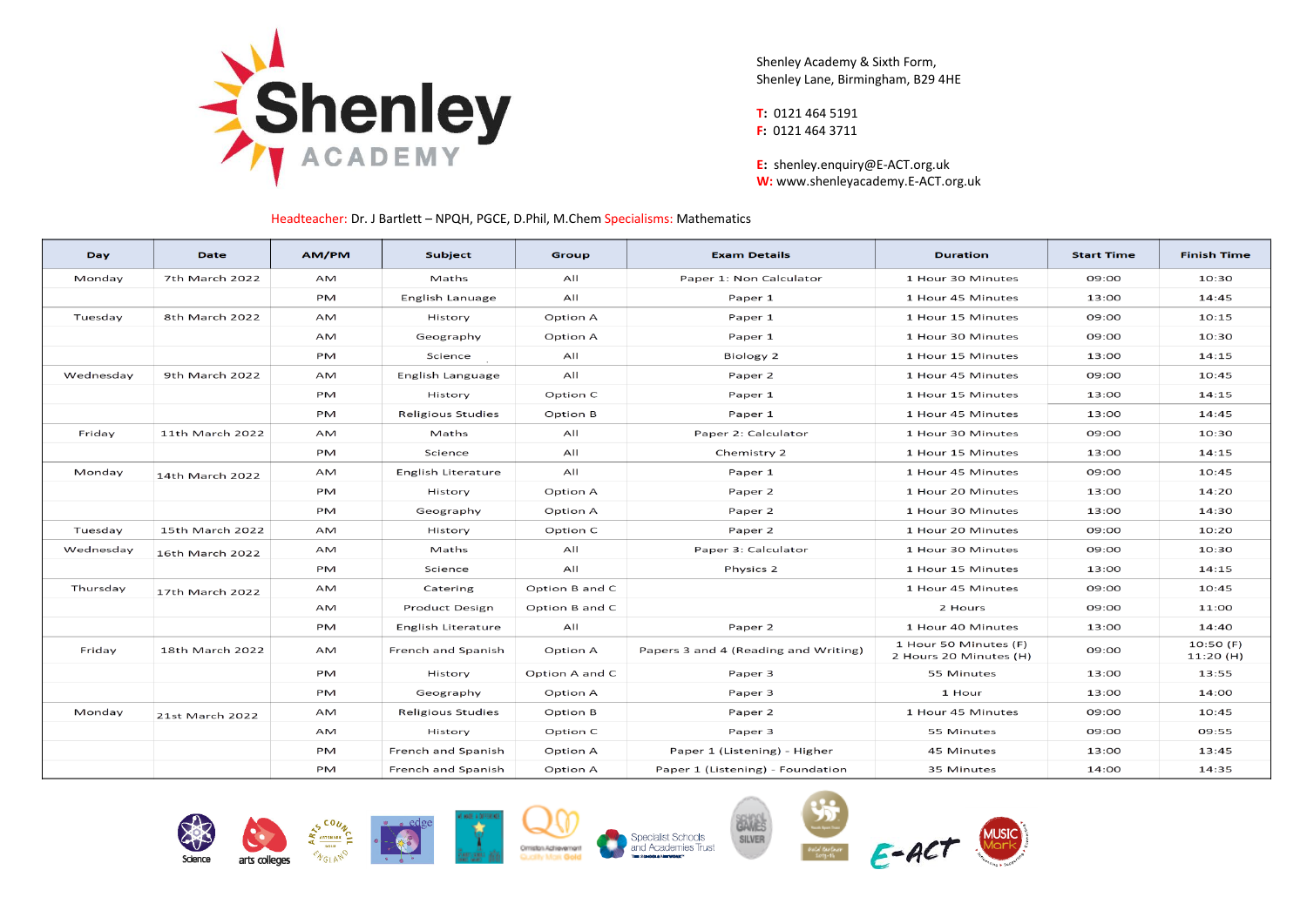Shenley Academy & Sixth Form,
Shenley Lane, Birmingham, B29 4HE

**T:** 0121 464 5191
**F:** 0121 464 3711

**E:** shenley.enquiry@E-ACT.org.uk
**W:** www.shenleyacademy.E-ACT.org.uk

Headteacher: Dr. J Bartlett – NPQH, PGCE, D.Phil, M.Chem Specialisms: Mathematics

| Day | Date | AM/PM | Subject | Group | Exam Details | Duration | Start Time | Finish Time |
|---|---|---|---|---|---|---|---|---|
| Monday | 7th March 2022 | AM | Maths | All | Paper 1: Non Calculator | 1 Hour 30 Minutes | 09:00 | 10:30 |
| | | PM | English Lanuage | All | Paper 1 | 1 Hour 45 Minutes | 13:00 | 14:45 |
| Tuesday | 8th March 2022 | AM | History | Option A | Paper 1 | 1 Hour 15 Minutes | 09:00 | 10:15 |
| | | AM | Geography | Option A | Paper 1 | 1 Hour 30 Minutes | 09:00 | 10:30 |
| | | PM | Science | All | Biology 2 | 1 Hour 15 Minutes | 13:00 | 14:15 |
| Wednesday | 9th March 2022 | AM | English Language | All | Paper 2 | 1 Hour 45 Minutes | 09:00 | 10:45 |
| | | PM | History | Option C | Paper 1 | 1 Hour 15 Minutes | 13:00 | 14:15 |
| | | PM | Religious Studies | Option B | Paper 1 | 1 Hour 45 Minutes | 13:00 | 14:45 |
| Friday | 11th March 2022 | AM | Maths | All | Paper 2: Calculator | 1 Hour 30 Minutes | 09:00 | 10:30 |
| | | PM | Science | All | Chemistry 2 | 1 Hour 15 Minutes | 13:00 | 14:15 |
| Monday | 14th March 2022 | AM | English Literature | All | Paper 1 | 1 Hour 45 Minutes | 09:00 | 10:45 |
| | | PM | History | Option A | Paper 2 | 1 Hour 20 Minutes | 13:00 | 14:20 |
| | | PM | Geography | Option A | Paper 2 | 1 Hour 30 Minutes | 13:00 | 14:30 |
| Tuesday | 15th March 2022 | AM | History | Option C | Paper 2 | 1 Hour 20 Minutes | 09:00 | 10:20 |
| Wednesday | 16th March 2022 | AM | Maths | All | Paper 3: Calculator | 1 Hour 30 Minutes | 09:00 | 10:30 |
| | | PM | Science | All | Physics 2 | 1 Hour 15 Minutes | 13:00 | 14:15 |
| Thursday | 17th March 2022 | AM | Catering | Option B and C | | 1 Hour 45 Minutes | 09:00 | 10:45 |
| | | AM | Product Design | Option B and C | | 2 Hours | 09:00 | 11:00 |
| | | PM | English Literature | All | Paper 2 | 1 Hour 40 Minutes | 13:00 | 14:40 |
| Friday | 18th March 2022 | AM | French and Spanish | Option A | Papers 3 and 4 (Reading and Writing) | 1 Hour 50 Minutes (F) 2 Hours 20 Minutes (H) | 09:00 | 10:50 (F) 11:20 (H) |
| | | PM | History | Option A and C | Paper 3 | 55 Minutes | 13:00 | 13:55 |
| | | PM | Geography | Option A | Paper 3 | 1 Hour | 13:00 | 14:00 |
| Monday | 21st March 2022 | AM | Religious Studies | Option B | Paper 2 | 1 Hour 45 Minutes | 09:00 | 10:45 |
| | | AM | History | Option C | Paper 3 | 55 Minutes | 09:00 | 09:55 |
| | | PM | French and Spanish | Option A | Paper 1 (Listening) - Higher | 45 Minutes | 13:00 | 13:45 |
| | | PM | French and Spanish | Option A | Paper 1 (Listening) - Foundation | 35 Minutes | 14:00 | 14:35 |